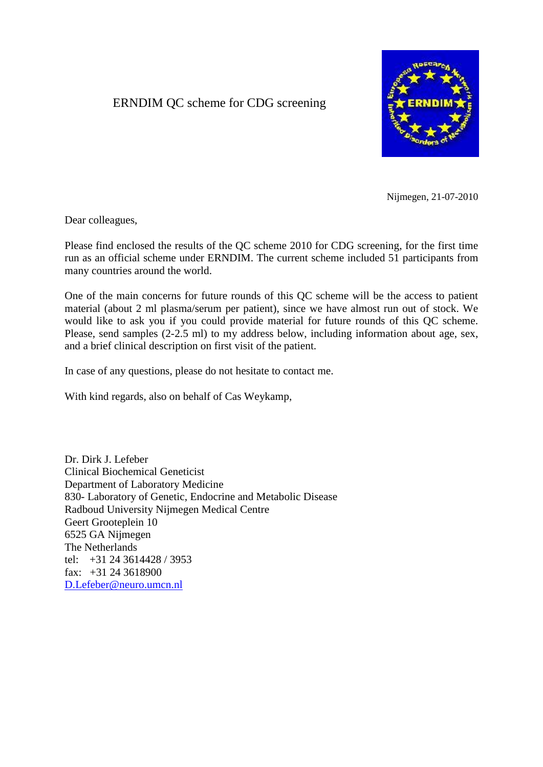# ERNDIM QC scheme for CDG screening

Nijmegen, 21-07-2010

Dear colleagues,

Please find enclosed the results of the QC scheme 2010 for CDG screening, for the first time run as an official scheme under ERNDIM. The current scheme included 51 participants from many countries around the world.

One of the main concerns for future rounds of this QC scheme will be the access to patient material (about 2 ml plasma/serum per patient), since we have almost run out of stock. We would like to ask you if you could provide material for future rounds of this QC scheme. Please, send samples (2-2.5 ml) to my address below, including information about age, sex, and a brief clinical description on first visit of the patient.

In case of any questions, please do not hesitate to contact me.

With kind regards, also on behalf of Cas Weykamp,

Dr. Dirk J. Lefeber  
Clinical Biochemical Geneticist  
Department of Laboratory Medicine  
830- Laboratory of Genetic, Endocrine and Metabolic Disease  
Radboud University Nijmegen Medical Centre  
Geert Grooteplein 10  
6525 GA Nijmegen  
The Netherlands  
tel: +31 24 3614428 / 3953  
fax: +31 24 3618900  
D.Lefeber@neuro.umcn.nl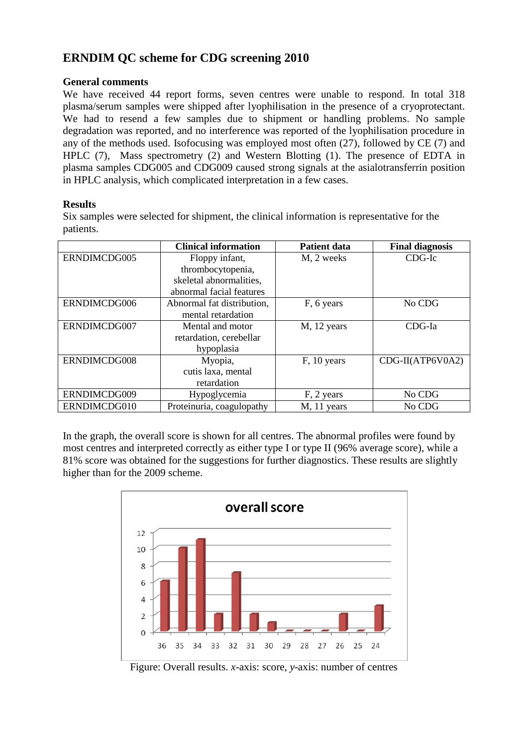# ERNDIM QC scheme for CDG screening 2010

## General comments

We have received 44 report forms, seven centres were unable to respond. In total 318 plasma/serum samples were shipped after lyophilisation in the presence of a cryoprotectant. We had to resend a few samples due to shipment or handling problems. No sample degradation was reported, and no interference was reported of the lyophilisation procedure in any of the methods used. Isofocusing was employed most often (27), followed by CE (7) and HPLC (7), Mass spectrometry (2) and Western Blotting (1). The presence of EDTA in plasma samples CDG005 and CDG009 caused strong signals at the asialotransferrin position in HPLC analysis, which complicated interpretation in a few cases.

## Results

Six samples were selected for shipment, the clinical information is representative for the patients.

| | Clinical information | Patient data | Final diagnosis |
|---|---|---|---|
| ERNDIMCDG005 | Floppy infant, thrombocytopenia, skeletal abnormalities, abnormal facial features | M, 2 weeks | CDG-Ic |
| ERNDIMCDG006 | Abnormal fat distribution, mental retardation | F, 6 years | No CDG |
| ERNDIMCDG007 | Mental and motor retardation, cerebellar hypoplasia | M, 12 years | CDG-Ia |
| ERNDIMCDG008 | Myopia, cutis laxa, mental retardation | F, 10 years | CDG-II(ATP6V0A2) |
| ERNDIMCDG009 | Hypoglycemia | F, 2 years | No CDG |
| ERNDIMCDG010 | Proteinuria, coagulopathy | M, 11 years | No CDG |

In the graph, the overall score is shown for all centres. The abnormal profiles were found by most centres and interpreted correctly as either type I or type II (96% average score), while a 81% score was obtained for the suggestions for further diagnostics. These results are slightly higher than for the 2009 scheme.

Figure: Overall results. *x*-axis: score, *y*-axis: number of centres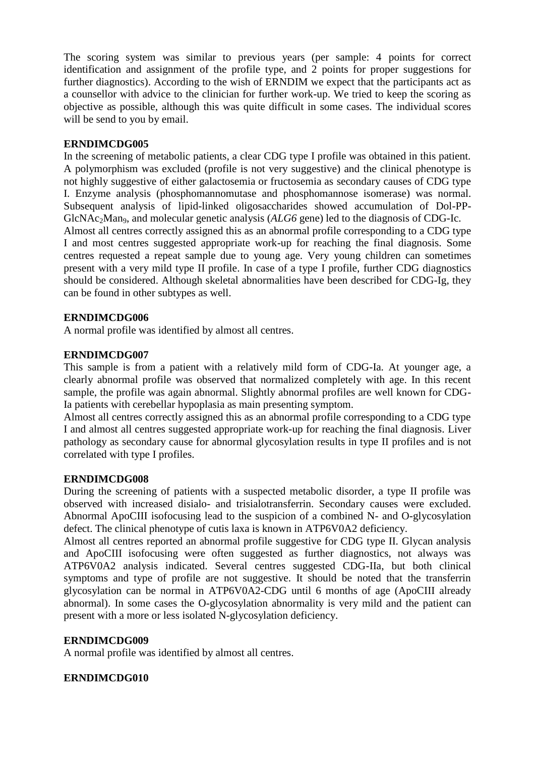The scoring system was similar to previous years (per sample: 4 points for correct identification and assignment of the profile type, and 2 points for proper suggestions for further diagnostics). According to the wish of ERNDIM we expect that the participants act as a counsellor with advice to the clinician for further work-up. We tried to keep the scoring as objective as possible, although this was quite difficult in some cases. The individual scores will be send to you by email.

**ERNDIMCDG005**

In the screening of metabolic patients, a clear CDG type I profile was obtained in this patient. A polymorphism was excluded (profile is not very suggestive) and the clinical phenotype is not highly suggestive of either galactosemia or fructosemia as secondary causes of CDG type I. Enzyme analysis (phosphomannomutase and phosphomannose isomerase) was normal. Subsequent analysis of lipid-linked oligosaccharides showed accumulation of Dol-PP-$GlcNAc_2Man_9$, and molecular genetic analysis (*ALG6* gene) led to the diagnosis of CDG-Ic.

Almost all centres correctly assigned this as an abnormal profile corresponding to a CDG type I and most centres suggested appropriate work-up for reaching the final diagnosis. Some centres requested a repeat sample due to young age. Very young children can sometimes present with a very mild type II profile. In case of a type I profile, further CDG diagnostics should be considered. Although skeletal abnormalities have been described for CDG-Ig, they can be found in other subtypes as well.

**ERNDIMCDG006**

A normal profile was identified by almost all centres.

**ERNDIMCDG007**

This sample is from a patient with a relatively mild form of CDG-Ia. At younger age, a clearly abnormal profile was observed that normalized completely with age. In this recent sample, the profile was again abnormal. Slightly abnormal profiles are well known for CDG-Ia patients with cerebellar hypoplasia as main presenting symptom.

Almost all centres correctly assigned this as an abnormal profile corresponding to a CDG type I and almost all centres suggested appropriate work-up for reaching the final diagnosis. Liver pathology as secondary cause for abnormal glycosylation results in type II profiles and is not correlated with type I profiles.

**ERNDIMCDG008**

During the screening of patients with a suspected metabolic disorder, a type II profile was observed with increased disialo- and trisialotransferrin. Secondary causes were excluded. Abnormal ApoCIII isofocusing lead to the suspicion of a combined N- and O-glycosylation defect. The clinical phenotype of cutis laxa is known in ATP6V0A2 deficiency.

Almost all centres reported an abnormal profile suggestive for CDG type II. Glycan analysis and ApoCIII isofocusing were often suggested as further diagnostics, not always was ATP6V0A2 analysis indicated. Several centres suggested CDG-IIa, but both clinical symptoms and type of profile are not suggestive. It should be noted that the transferrin glycosylation can be normal in ATP6V0A2-CDG until 6 months of age (ApoCIII already abnormal). In some cases the O-glycosylation abnormality is very mild and the patient can present with a more or less isolated N-glycosylation deficiency.

**ERNDIMCDG009**

A normal profile was identified by almost all centres.

**ERNDIMCDG010**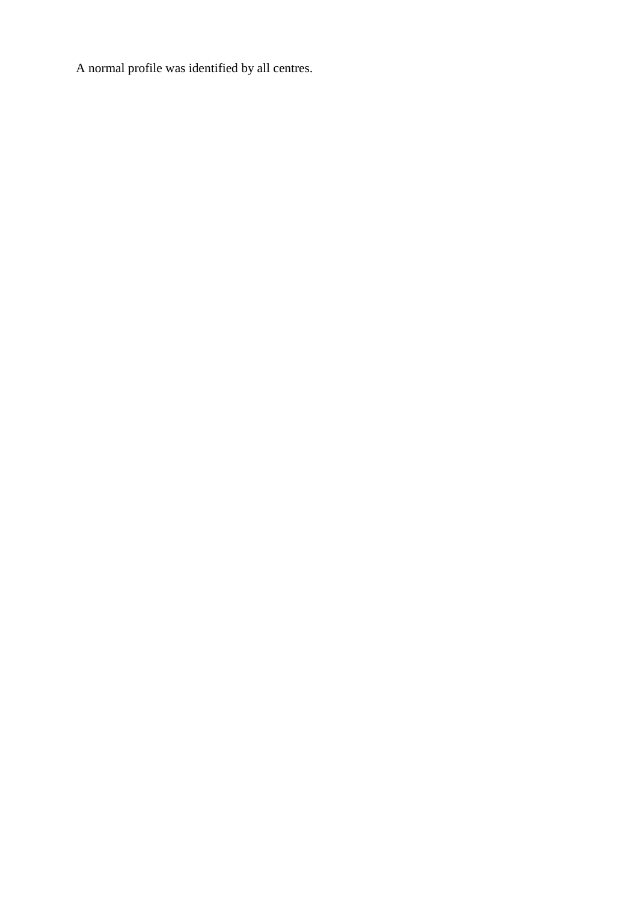A normal profile was identified by all centres.